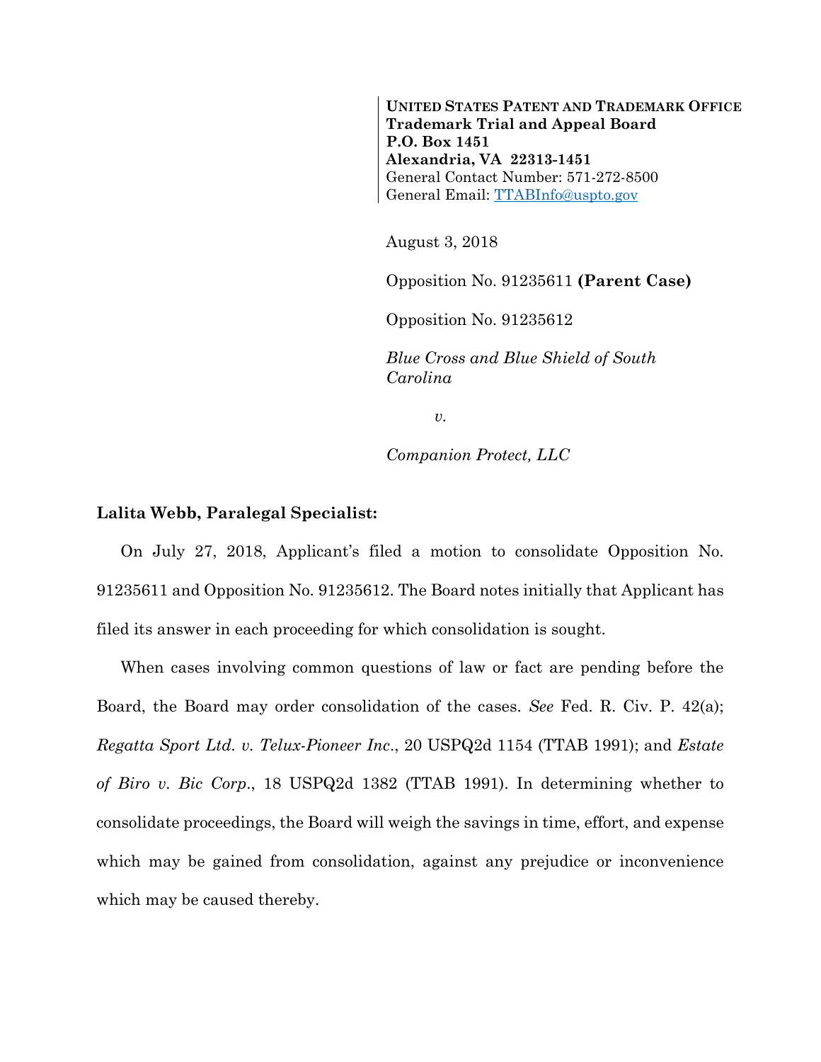**UNITED STATES PATENT AND TRADEMARK OFFICE**
**Trademark Trial and Appeal Board**
**P.O. Box 1451**
**Alexandria, VA 22313-1451**
General Contact Number: 571-272-8500
General Email: TTABInfo@uspto.gov

August 3, 2018

Opposition No. 91235611 **(Parent Case)**

Opposition No. 91235612

*Blue Cross and Blue Shield of South Carolina*

*v.*

*Companion Protect, LLC*

**Lalita Webb, Paralegal Specialist:**

On July 27, 2018, Applicant's filed a motion to consolidate Opposition No. 91235611 and Opposition No. 91235612. The Board notes initially that Applicant has filed its answer in each proceeding for which consolidation is sought.

When cases involving common questions of law or fact are pending before the Board, the Board may order consolidation of the cases. *See* Fed. R. Civ. P. 42(a); *Regatta Sport Ltd. v. Telux-Pioneer Inc.*, 20 USPQ2d 1154 (TTAB 1991); and *Estate of Biro v. Bic Corp.*, 18 USPQ2d 1382 (TTAB 1991). In determining whether to consolidate proceedings, the Board will weigh the savings in time, effort, and expense which may be gained from consolidation, against any prejudice or inconvenience which may be caused thereby.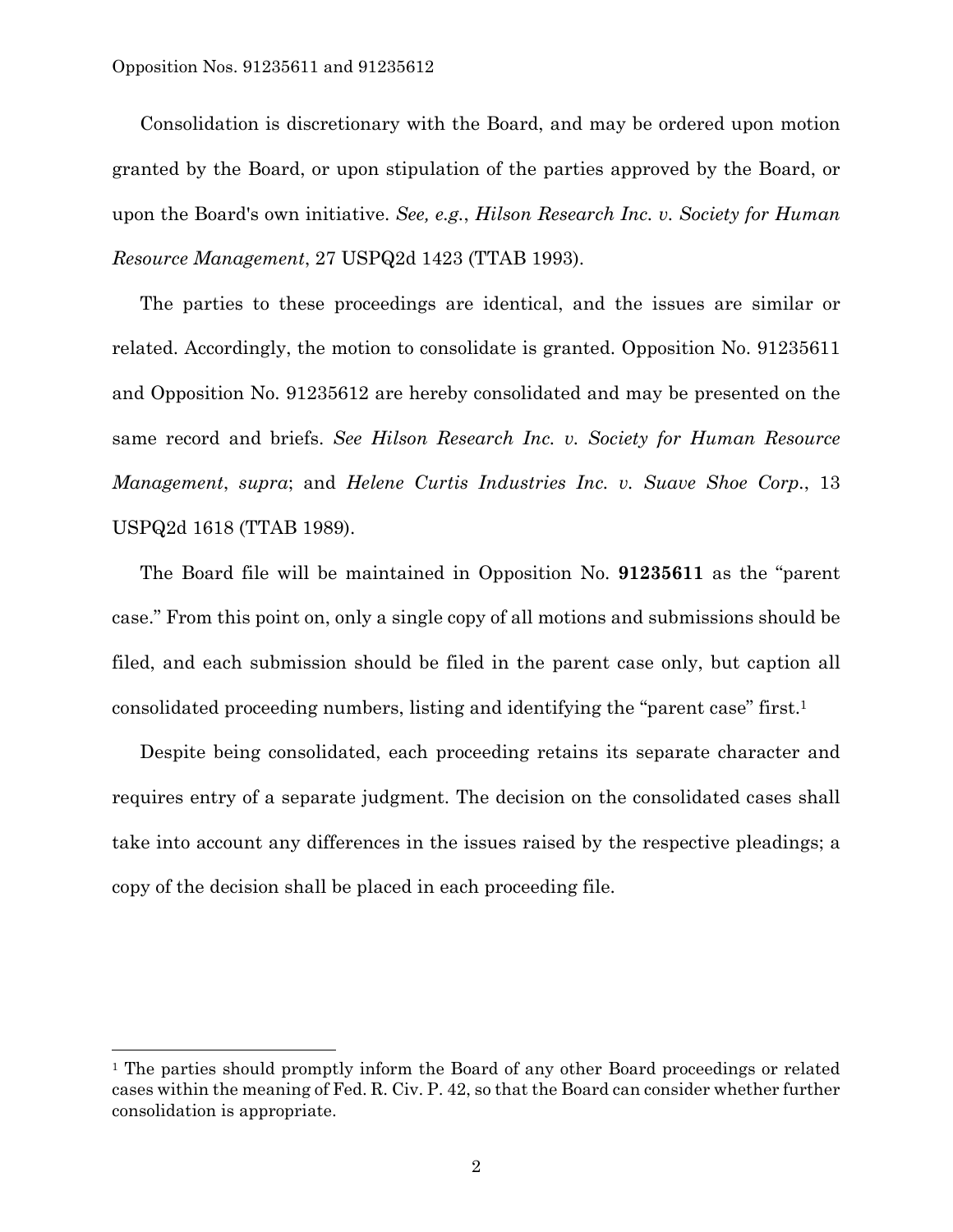Consolidation is discretionary with the Board, and may be ordered upon motion granted by the Board, or upon stipulation of the parties approved by the Board, or upon the Board's own initiative. *See, e.g.*, *Hilson Research Inc. v. Society for Human Resource Management*, 27 USPQ2d 1423 (TTAB 1993).

The parties to these proceedings are identical, and the issues are similar or related. Accordingly, the motion to consolidate is granted. Opposition No. 91235611 and Opposition No. 91235612 are hereby consolidated and may be presented on the same record and briefs. *See Hilson Research Inc. v. Society for Human Resource Management*, *supra*; and *Helene Curtis Industries Inc. v. Suave Shoe Corp.*, 13 USPQ2d 1618 (TTAB 1989).

The Board file will be maintained in Opposition No. **91235611** as the "parent case." From this point on, only a single copy of all motions and submissions should be filed, and each submission should be filed in the parent case only, but caption all consolidated proceeding numbers, listing and identifying the "parent case" first.[1]

Despite being consolidated, each proceeding retains its separate character and requires entry of a separate judgment. The decision on the consolidated cases shall take into account any differences in the issues raised by the respective pleadings; a copy of the decision shall be placed in each proceeding file.

---

[1] The parties should promptly inform the Board of any other Board proceedings or related cases within the meaning of Fed. R. Civ. P. 42, so that the Board can consider whether further consolidation is appropriate.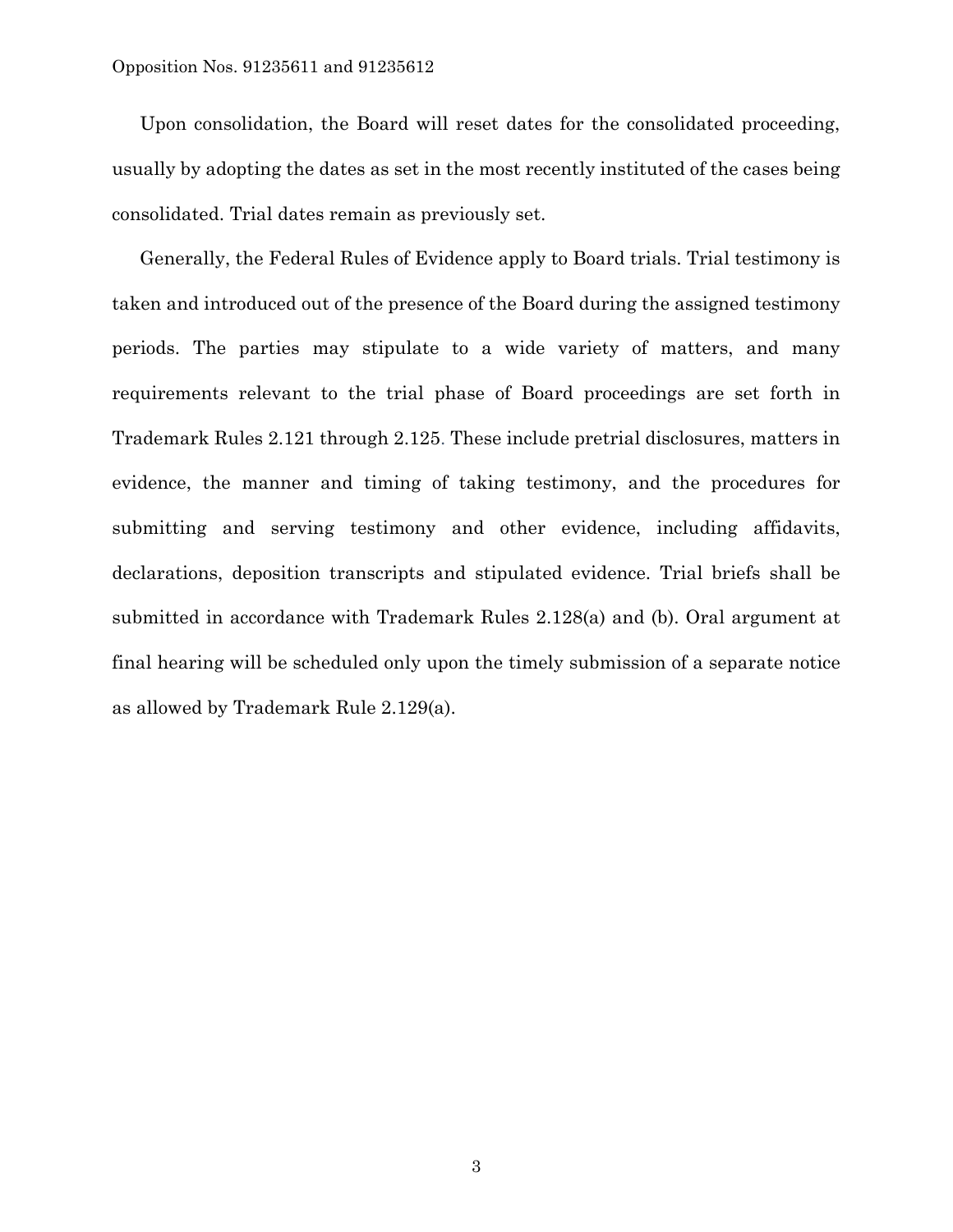Upon consolidation, the Board will reset dates for the consolidated proceeding, usually by adopting the dates as set in the most recently instituted of the cases being consolidated. Trial dates remain as previously set.

Generally, the Federal Rules of Evidence apply to Board trials. Trial testimony is taken and introduced out of the presence of the Board during the assigned testimony periods. The parties may stipulate to a wide variety of matters, and many requirements relevant to the trial phase of Board proceedings are set forth in Trademark Rules 2.121 through 2.125. These include pretrial disclosures, matters in evidence, the manner and timing of taking testimony, and the procedures for submitting and serving testimony and other evidence, including affidavits, declarations, deposition transcripts and stipulated evidence. Trial briefs shall be submitted in accordance with Trademark Rules 2.128(a) and (b). Oral argument at final hearing will be scheduled only upon the timely submission of a separate notice as allowed by Trademark Rule 2.129(a).